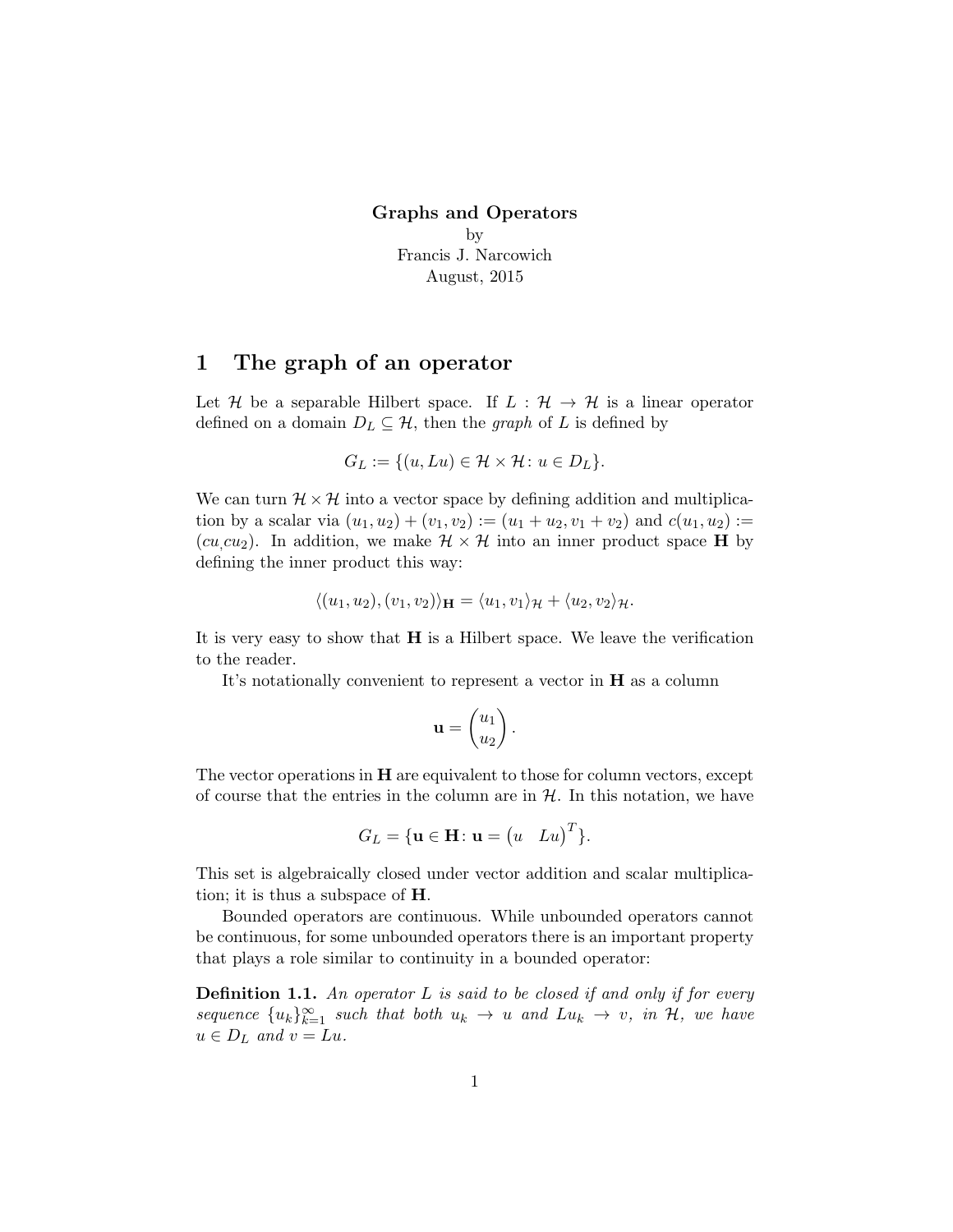**Graphs and Operators**
by
Francis J. Narcowich
August, 2015

# 1 The graph of an operator

Let $\mathcal{H}$ be a separable Hilbert space. If $L : \mathcal{H} \to \mathcal{H}$ is a linear operator defined on a domain $D_L \subseteq \mathcal{H}$, then the *graph* of $L$ is defined by

$$G_L := \{(u, Lu) \in \mathcal{H} \times \mathcal{H} \colon u \in D_L\}.$$

We can turn $\mathcal{H} \times \mathcal{H}$ into a vector space by defining addition and multiplication by a scalar via $(u_1, u_2) + (v_1, v_2) := (u_1 + u_2, v_1 + v_2)$ and $c(u_1, u_2) := (cu_, cu_2)$. In addition, we make $\mathcal{H} \times \mathcal{H}$ into an inner product space $\mathbf{H}$ by defining the inner product this way:

$$\langle (u_1, u_2), (v_1, v_2) \rangle_{\mathbf{H}} = \langle u_1, v_1 \rangle_{\mathcal{H}} + \langle u_2, v_2 \rangle_{\mathcal{H}}.$$

It is very easy to show that $\mathbf{H}$ is a Hilbert space. We leave the verification to the reader.

It's notationally convenient to represent a vector in $\mathbf{H}$ as a column

$$\mathbf{u} = \begin{pmatrix} u_1 \\ u_2 \end{pmatrix}.$$

The vector operations in $\mathbf{H}$ are equivalent to those for column vectors, except of course that the entries in the column are in $\mathcal{H}$. In this notation, we have

$$G_L = \{\mathbf{u} \in \mathbf{H} \colon \mathbf{u} = \begin{pmatrix} u & Lu \end{pmatrix}^T\}.$$

This set is algebraically closed under vector addition and scalar multiplication; it is thus a subspace of $\mathbf{H}$.

Bounded operators are continuous. While unbounded operators cannot be continuous, for some unbounded operators there is an important property that plays a role similar to continuity in a bounded operator:

**Definition 1.1.** *An operator $L$ is said to be closed if and only if for every sequence $\{u_k\}_{k=1}^{\infty}$ such that both $u_k \to u$ and $Lu_k \to v$, in $\mathcal{H}$, we have $u \in D_L$ and $v = Lu$.*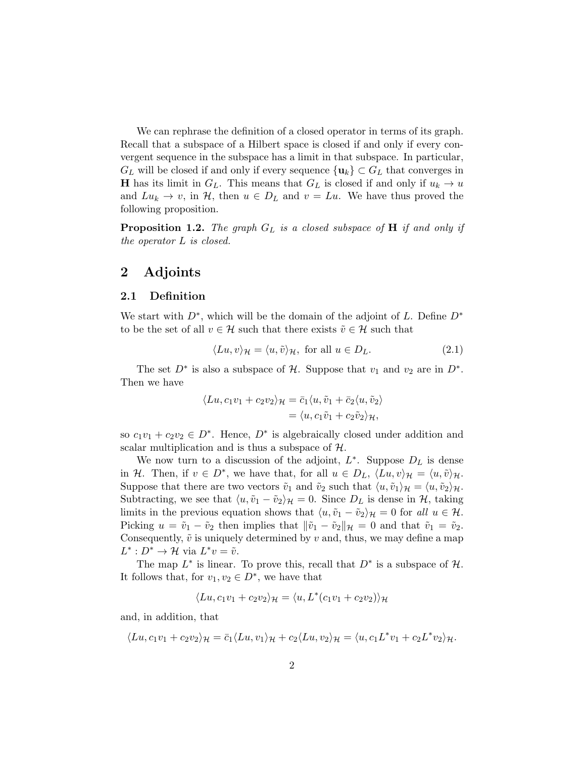We can rephrase the definition of a closed operator in terms of its graph. Recall that a subspace of a Hilbert space is closed if and only if every convergent sequence in the subspace has a limit in that subspace. In particular, $G_L$ will be closed if and only if every sequence $\{\mathbf{u}_k\} \subset G_L$ that converges in $\mathbf{H}$ has its limit in $G_L$. This means that $G_L$ is closed if and only if $u_k \to u$ and $Lu_k \to v$, in $\mathcal{H}$, then $u \in D_L$ and $v = Lu$. We have thus proved the following proposition.

**Proposition 1.2.** *The graph $G_L$ is a closed subspace of $\mathbf{H}$ if and only if the operator $L$ is closed.*

# 2 Adjoints

## 2.1 Definition

We start with $D^*$, which will be the domain of the adjoint of $L$. Define $D^*$ to be the set of all $v \in \mathcal{H}$ such that there exists $\tilde{v} \in \mathcal{H}$ such that

$$\langle Lu, v\rangle_{\mathcal{H}} = \langle u, \tilde{v}\rangle_{\mathcal{H}}, \text{ for all } u \in D_L. \tag{2.1}$$

The set $D^*$ is also a subspace of $\mathcal{H}$. Suppose that $v_1$ and $v_2$ are in $D^*$. Then we have

$$\begin{aligned}\langle Lu, c_1 v_1 + c_2 v_2\rangle_{\mathcal{H}} &= \bar{c}_1\langle u, \tilde{v}_1 + \bar{c}_2\langle u, \tilde{v}_2\rangle \\ &= \langle u, c_1\tilde{v}_1 + c_2\tilde{v}_2\rangle_{\mathcal{H}},\end{aligned}$$

so $c_1 v_1 + c_2 v_2 \in D^*$. Hence, $D^*$ is algebraically closed under addition and scalar multiplication and is thus a subspace of $\mathcal{H}$.

We now turn to a discussion of the adjoint, $L^*$. Suppose $D_L$ is dense in $\mathcal{H}$. Then, if $v \in D^*$, we have that, for all $u \in D_L$, $\langle Lu, v\rangle_{\mathcal{H}} = \langle u, \tilde{v}\rangle_{\mathcal{H}}$. Suppose that there are two vectors $\tilde{v}_1$ and $\tilde{v}_2$ such that $\langle u, \tilde{v}_1\rangle_{\mathcal{H}} = \langle u, \tilde{v}_2\rangle_{\mathcal{H}}$. Subtracting, we see that $\langle u, \tilde{v}_1 - \tilde{v}_2\rangle_{\mathcal{H}} = 0$. Since $D_L$ is dense in $\mathcal{H}$, taking limits in the previous equation shows that $\langle u, \tilde{v}_1 - \tilde{v}_2\rangle_{\mathcal{H}} = 0$ for *all* $u \in \mathcal{H}$. Picking $u = \tilde{v}_1 - \tilde{v}_2$ then implies that $\|\tilde{v}_1 - \tilde{v}_2\|_{\mathcal{H}} = 0$ and that $\tilde{v}_1 = \tilde{v}_2$. Consequently, $\tilde{v}$ is uniquely determined by $v$ and, thus, we may define a map $L^* : D^* \to \mathcal{H}$ via $L^* v = \tilde{v}$.

The map $L^*$ is linear. To prove this, recall that $D^*$ is a subspace of $\mathcal{H}$. It follows that, for $v_1, v_2 \in D^*$, we have that

$$\langle Lu, c_1 v_1 + c_2 v_2\rangle_{\mathcal{H}} = \langle u, L^*(c_1 v_1 + c_2 v_2)\rangle_{\mathcal{H}}$$

and, in addition, that

$$\langle Lu, c_1 v_1 + c_2 v_2\rangle_{\mathcal{H}} = \bar{c}_1\langle Lu, v_1\rangle_{\mathcal{H}} + c_2\langle Lu, v_2\rangle_{\mathcal{H}} = \langle u, c_1 L^* v_1 + c_2 L^* v_2\rangle_{\mathcal{H}}.$$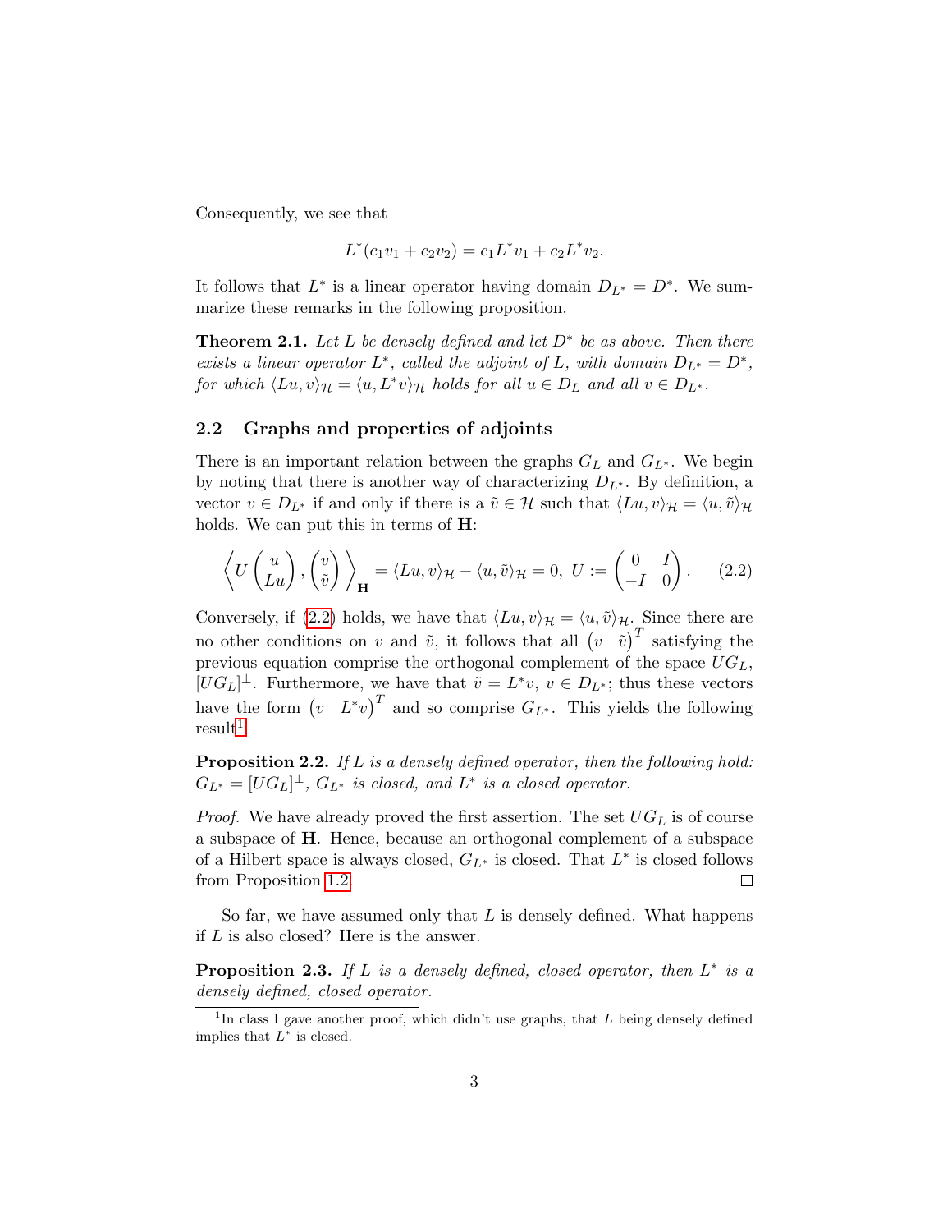Consequently, we see that

$$L^*(c_1 v_1 + c_2 v_2) = c_1 L^* v_1 + c_2 L^* v_2.$$

It follows that $L^*$ is a linear operator having domain $D_{L^*} = D^*$. We summarize these remarks in the following proposition.

**Theorem 2.1.** *Let $L$ be densely defined and let $D^*$ be as above. Then there exists a linear operator $L^*$, called the adjoint of $L$, with domain $D_{L^*} = D^*$, for which $\langle Lu, v\rangle_{\mathcal{H}} = \langle u, L^* v\rangle_{\mathcal{H}}$ holds for all $u \in D_L$ and all $v \in D_{L^*}$.*

## 2.2 Graphs and properties of adjoints

There is an important relation between the graphs $G_L$ and $G_{L^*}$. We begin by noting that there is another way of characterizing $D_{L^*}$. By definition, a vector $v \in D_{L^*}$ if and only if there is a $\tilde{v} \in \mathcal{H}$ such that $\langle Lu, v\rangle_{\mathcal{H}} = \langle u, \tilde{v}\rangle_{\mathcal{H}}$ holds. We can put this in terms of $\mathbf{H}$:

$$\left\langle U \begin{pmatrix} u \\ Lu \end{pmatrix}, \begin{pmatrix} v \\ \tilde{v} \end{pmatrix} \right\rangle_{\mathbf{H}} = \langle Lu, v\rangle_{\mathcal{H}} - \langle u, \tilde{v}\rangle_{\mathcal{H}} = 0, \; U := \begin{pmatrix} 0 & I \\ -I & 0 \end{pmatrix}. \tag{2.2}$$

Conversely, if (2.2) holds, we have that $\langle Lu, v\rangle_{\mathcal{H}} = \langle u, \tilde{v}\rangle_{\mathcal{H}}$. Since there are no other conditions on $v$ and $\tilde{v}$, it follows that all $\begin{pmatrix} v & \tilde{v} \end{pmatrix}^T$ satisfying the previous equation comprise the orthogonal complement of the space $UG_L$, $[UG_L]^\perp$. Furthermore, we have that $\tilde{v} = L^* v$, $v \in D_{L^*}$; thus these vectors have the form $\begin{pmatrix} v & L^* v \end{pmatrix}^T$ and so comprise $G_{L^*}$. This yields the following result[1].

**Proposition 2.2.** *If $L$ is a densely defined operator, then the following hold: $G_{L^*} = [UG_L]^\perp$, $G_{L^*}$ is closed, and $L^*$ is a closed operator.*

*Proof.* We have already proved the first assertion. The set $UG_L$ is of course a subspace of $\mathbf{H}$. Hence, because an orthogonal complement of a subspace of a Hilbert space is always closed, $G_{L^*}$ is closed. That $L^*$ is closed follows from Proposition 1.2. □

So far, we have assumed only that $L$ is densely defined. What happens if $L$ is also closed? Here is the answer.

**Proposition 2.3.** *If $L$ is a densely defined, closed operator, then $L^*$ is a densely defined, closed operator.*

[1] In class I gave another proof, which didn't use graphs, that $L$ being densely defined implies that $L^*$ is closed.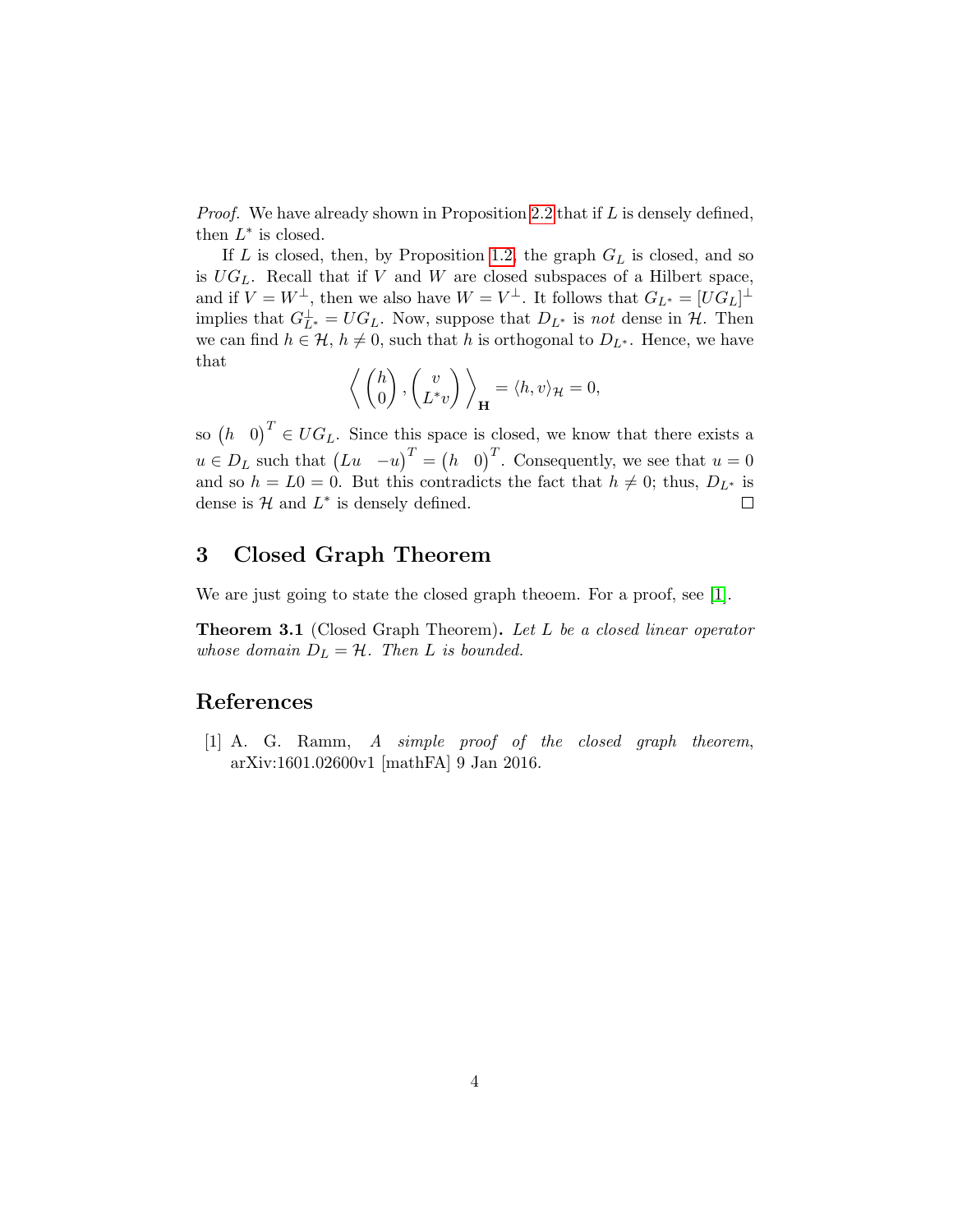*Proof.* We have already shown in Proposition 2.2 that if $L$ is densely defined, then $L^*$ is closed.

If $L$ is closed, then, by Proposition 1.2, the graph $G_L$ is closed, and so is $UG_L$. Recall that if $V$ and $W$ are closed subspaces of a Hilbert space, and if $V = W^\perp$, then we also have $W = V^\perp$. It follows that $G_{L^*} = [UG_L]^\perp$ implies that $G_{L^*}^\perp = UG_L$. Now, suppose that $D_{L^*}$ is *not* dense in $\mathcal{H}$. Then we can find $h \in \mathcal{H}$, $h \neq 0$, such that $h$ is orthogonal to $D_{L^*}$. Hence, we have that

$$\left\langle \begin{pmatrix} h \\ 0 \end{pmatrix}, \begin{pmatrix} v \\ L^* v \end{pmatrix} \right\rangle_{\mathbf{H}} = \langle h, v \rangle_{\mathcal{H}} = 0,$$

so $\begin{pmatrix} h & 0 \end{pmatrix}^T \in UG_L$. Since this space is closed, we know that there exists a $u \in D_L$ such that $\begin{pmatrix} Lu & -u \end{pmatrix}^T = \begin{pmatrix} h & 0 \end{pmatrix}^T$. Consequently, we see that $u = 0$ and so $h = L0 = 0$. But this contradicts the fact that $h \neq 0$; thus, $D_{L^*}$ is dense is $\mathcal{H}$ and $L^*$ is densely defined. ☐

## 3 Closed Graph Theorem

We are just going to state the closed graph theoem. For a proof, see [1].

**Theorem 3.1** (Closed Graph Theorem)**.** *Let $L$ be a closed linear operator whose domain $D_L = \mathcal{H}$. Then $L$ is bounded.*

## References

[1] A. G. Ramm, *A simple proof of the closed graph theorem*, arXiv:1601.02600v1 [mathFA] 9 Jan 2016.